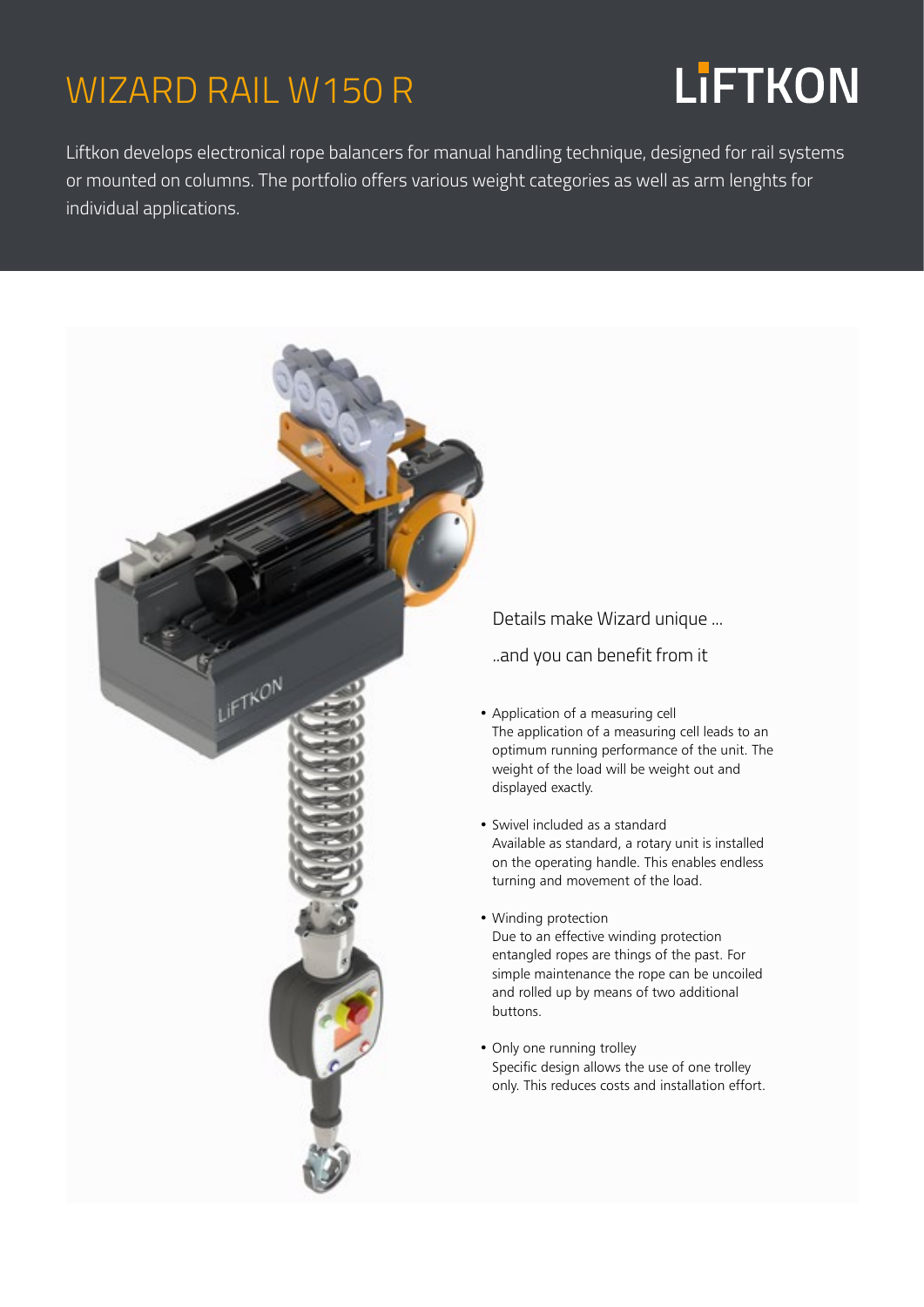# WIZARD RAIL W150 R

LiFTKON

Liftkon develops electronical rope balancers for manual handling technique, designed for rail systems or mounted on columns. The portfolio offers various weight categories as well as arm lenghts for individual applications.

Details make Wizard unique ...

..and you can benefit from it

- Application of a measuring cell
  The application of a measuring cell leads to an optimum running performance of the unit. The weight of the load will be weight out and displayed exactly.

- Swivel included as a standard
  Available as standard, a rotary unit is installed on the operating handle. This enables endless turning and movement of the load.

- Winding protection
  Due to an effective winding protection entangled ropes are things of the past. For simple maintenance the rope can be uncoiled and rolled up by means of two additional buttons.

- Only one running trolley
  Specific design allows the use of one trolley only. This reduces costs and installation effort.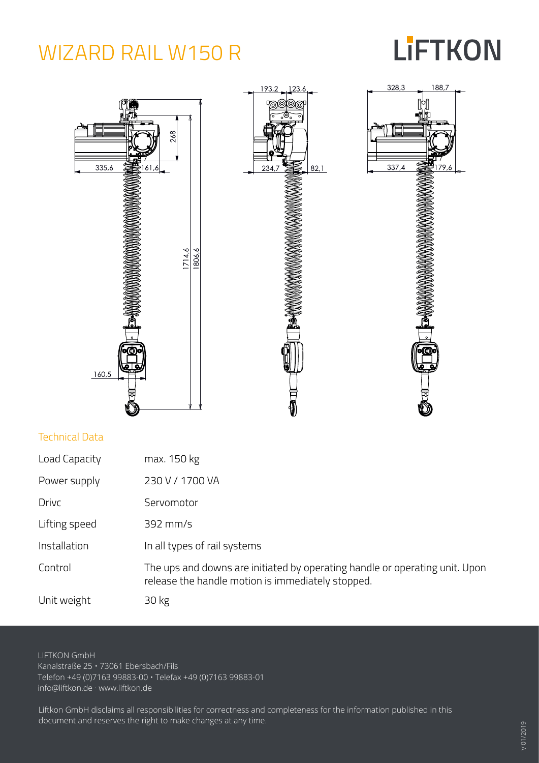# WIZARD RAIL W150 R

LIFTKON

193,2
123,6
328,3
188,7
268
335,6
161,6
234,7
82,1
337,4
179,6
1714,6
1806,6
160,5

## Technical Data

| | |
|---|---|
| Load Capacity | max. 150 kg |
| Power supply | 230 V / 1700 VA |
| Drivc | Servomotor |
| Lifting speed | 392 mm/s |
| Installation | In all types of rail systems |
| Control | The ups and downs are initiated by operating handle or operating unit. Upon release the handle motion is immediately stopped. |
| Unit weight | 30 kg |

LIFTKON GmbH
Kanalstraße 25 • 73061 Ebersbach/Fils
Telefon +49 (0)7163 99883-00 • Telefax +49 (0)7163 99883-01
info@liftkon.de · www.liftkon.de

Liftkon GmbH disclaims all responsibilities for correctness and completeness for the information published in this document and reserves the right to make changes at any time.

V 01/2019